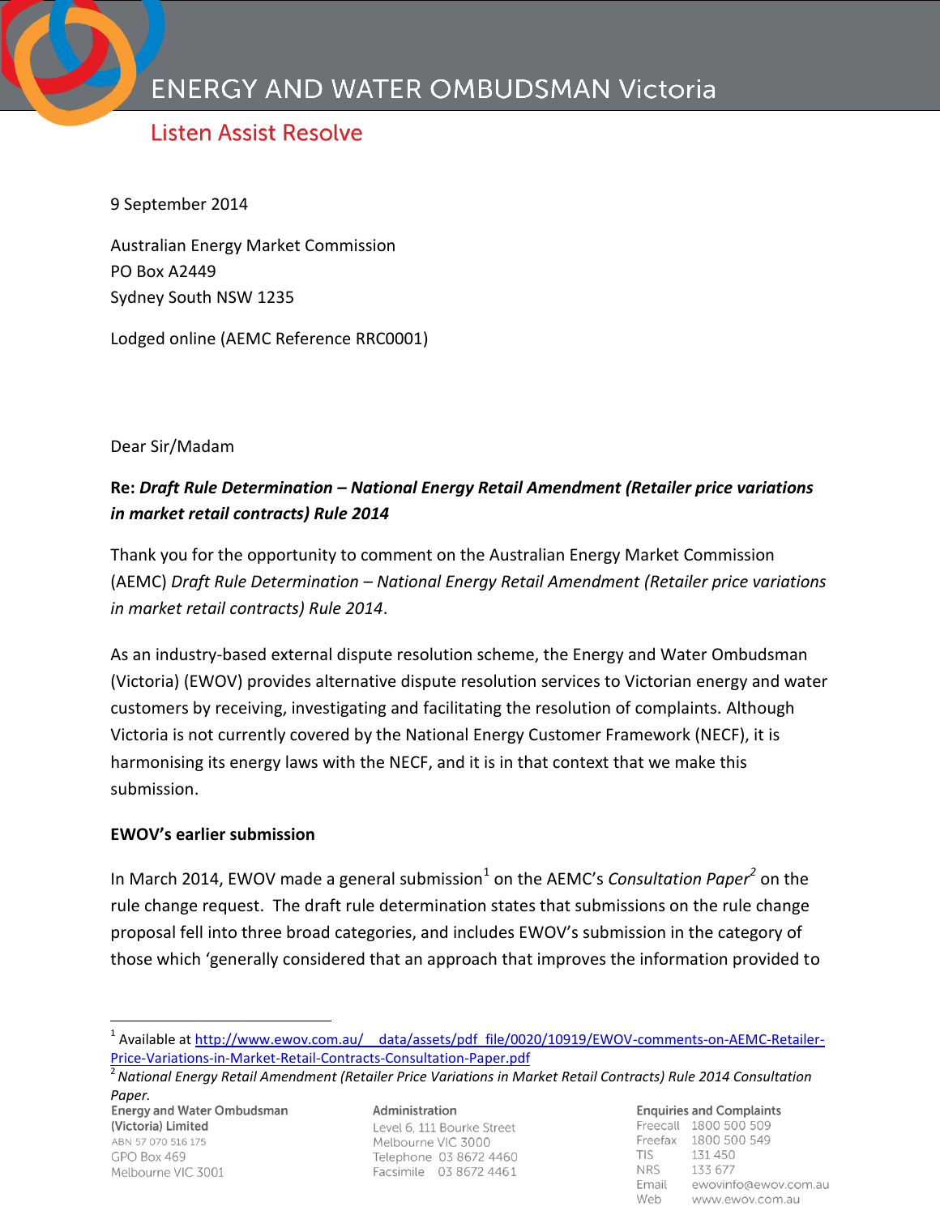9 September 2014

Australian Energy Market Commission
PO Box A2449
Sydney South NSW 1235

Lodged online (AEMC Reference RRC0001)

Dear Sir/Madam

**Re: *Draft Rule Determination – National Energy Retail Amendment (Retailer price variations in market retail contracts) Rule 2014***

Thank you for the opportunity to comment on the Australian Energy Market Commission (AEMC) *Draft Rule Determination – National Energy Retail Amendment (Retailer price variations in market retail contracts) Rule 2014*.

As an industry-based external dispute resolution scheme, the Energy and Water Ombudsman (Victoria) (EWOV) provides alternative dispute resolution services to Victorian energy and water customers by receiving, investigating and facilitating the resolution of complaints. Although Victoria is not currently covered by the National Energy Customer Framework (NECF), it is harmonising its energy laws with the NECF, and it is in that context that we make this submission.

**EWOV's earlier submission**

In March 2014, EWOV made a general submission[1] on the AEMC's *Consultation Paper*[2] on the rule change request. The draft rule determination states that submissions on the rule change proposal fell into three broad categories, and includes EWOV's submission in the category of those which 'generally considered that an approach that improves the information provided to

---

[1] Available at http://www.ewov.com.au/__data/assets/pdf_file/0020/10919/EWOV-comments-on-AEMC-Retailer-Price-Variations-in-Market-Retail-Contracts-Consultation-Paper.pdf

[2] *National Energy Retail Amendment (Retailer Price Variations in Market Retail Contracts) Rule 2014 Consultation Paper.*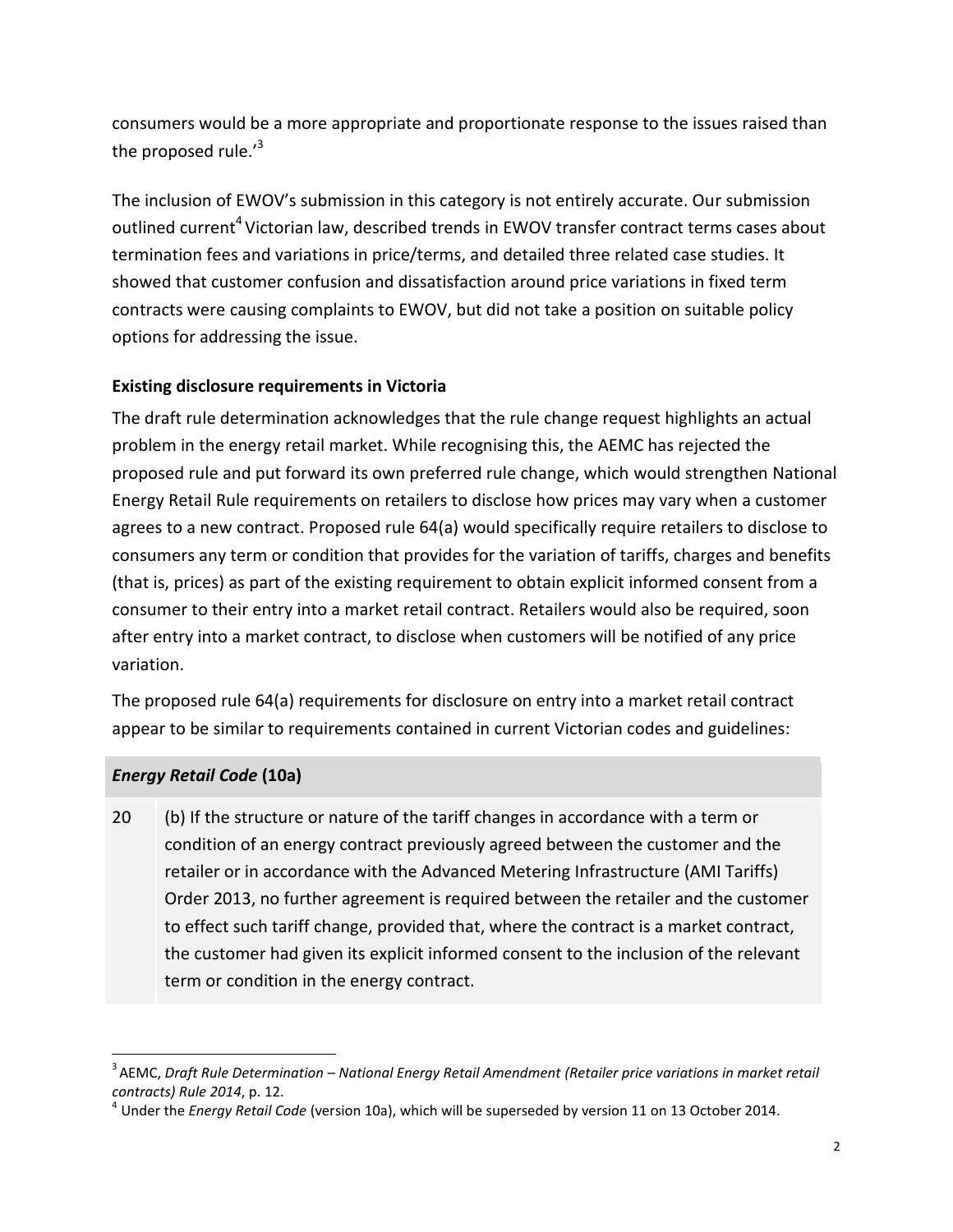consumers would be a more appropriate and proportionate response to the issues raised than the proposed rule.'[3]

The inclusion of EWOV's submission in this category is not entirely accurate. Our submission outlined current[4] Victorian law, described trends in EWOV transfer contract terms cases about termination fees and variations in price/terms, and detailed three related case studies. It showed that customer confusion and dissatisfaction around price variations in fixed term contracts were causing complaints to EWOV, but did not take a position on suitable policy options for addressing the issue.

**Existing disclosure requirements in Victoria**

The draft rule determination acknowledges that the rule change request highlights an actual problem in the energy retail market. While recognising this, the AEMC has rejected the proposed rule and put forward its own preferred rule change, which would strengthen National Energy Retail Rule requirements on retailers to disclose how prices may vary when a customer agrees to a new contract. Proposed rule 64(a) would specifically require retailers to disclose to consumers any term or condition that provides for the variation of tariffs, charges and benefits (that is, prices) as part of the existing requirement to obtain explicit informed consent from a consumer to their entry into a market retail contract. Retailers would also be required, soon after entry into a market contract, to disclose when customers will be notified of any price variation.

The proposed rule 64(a) requirements for disclosure on entry into a market retail contract appear to be similar to requirements contained in current Victorian codes and guidelines:

| ***Energy Retail Code*** **(10a)** | |
|---|---|
| 20 | (b) If the structure or nature of the tariff changes in accordance with a term or condition of an energy contract previously agreed between the customer and the retailer or in accordance with the Advanced Metering Infrastructure (AMI Tariffs) Order 2013, no further agreement is required between the retailer and the customer to effect such tariff change, provided that, where the contract is a market contract, the customer had given its explicit informed consent to the inclusion of the relevant term or condition in the energy contract. |

[3] AEMC, *Draft Rule Determination – National Energy Retail Amendment (Retailer price variations in market retail contracts) Rule 2014*, p. 12.

[4] Under the *Energy Retail Code* (version 10a), which will be superseded by version 11 on 13 October 2014.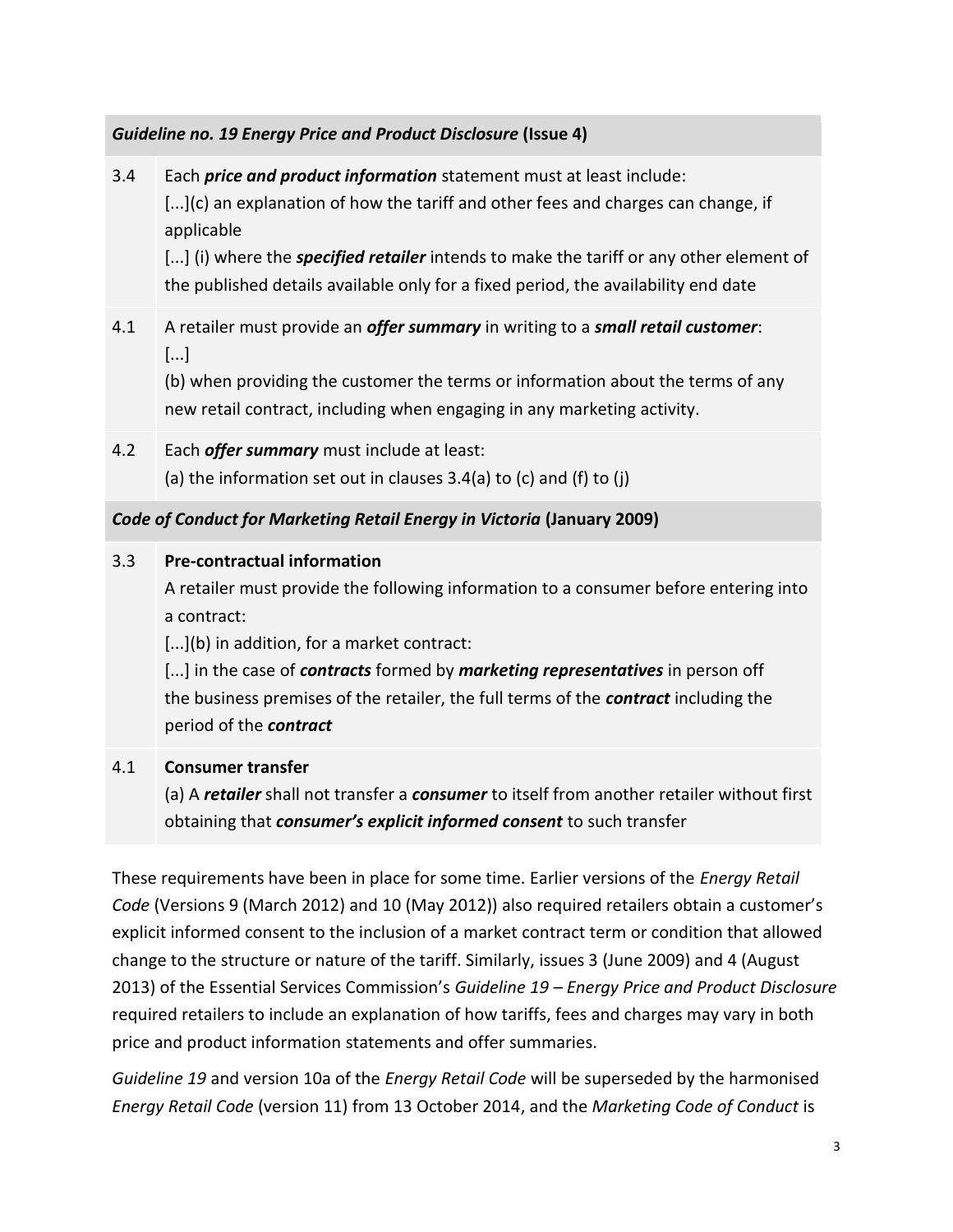| *Guideline no. 19 Energy Price and Product Disclosure* **(Issue 4)** | |
|---|---|
| 3.4 | Each ***price and product information*** statement must at least include:<br>[...](c) an explanation of how the tariff and other fees and charges can change, if applicable<br>[...] (i) where the ***specified retailer*** intends to make the tariff or any other element of the published details available only for a fixed period, the availability end date |
| 4.1 | A retailer must provide an ***offer summary*** in writing to a ***small retail customer***:<br>[...]<br>(b) when providing the customer the terms or information about the terms of any new retail contract, including when engaging in any marketing activity. |
| 4.2 | Each ***offer summary*** must include at least:<br>(a) the information set out in clauses 3.4(a) to (c) and (f) to (j) |
| *Code of Conduct for Marketing Retail Energy in Victoria* **(January 2009)** | |
| 3.3 | **Pre-contractual information**<br>A retailer must provide the following information to a consumer before entering into a contract:<br>[...](b) in addition, for a market contract:<br>[...] in the case of ***contracts*** formed by ***marketing representatives*** in person off the business premises of the retailer, the full terms of the ***contract*** including the period of the ***contract*** |
| 4.1 | **Consumer transfer**<br>(a) A ***retailer*** shall not transfer a ***consumer*** to itself from another retailer without first obtaining that ***consumer's explicit informed consent*** to such transfer |

These requirements have been in place for some time. Earlier versions of the *Energy Retail Code* (Versions 9 (March 2012) and 10 (May 2012)) also required retailers obtain a customer's explicit informed consent to the inclusion of a market contract term or condition that allowed change to the structure or nature of the tariff. Similarly, issues 3 (June 2009) and 4 (August 2013) of the Essential Services Commission's *Guideline 19 – Energy Price and Product Disclosure* required retailers to include an explanation of how tariffs, fees and charges may vary in both price and product information statements and offer summaries.

*Guideline 19* and version 10a of the *Energy Retail Code* will be superseded by the harmonised *Energy Retail Code* (version 11) from 13 October 2014, and the *Marketing Code of Conduct* is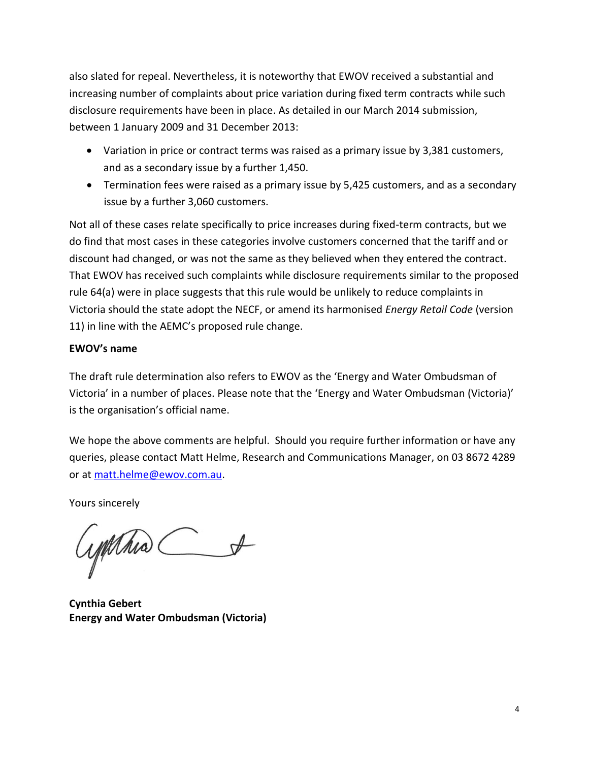also slated for repeal. Nevertheless, it is noteworthy that EWOV received a substantial and increasing number of complaints about price variation during fixed term contracts while such disclosure requirements have been in place. As detailed in our March 2014 submission, between 1 January 2009 and 31 December 2013:

- Variation in price or contract terms was raised as a primary issue by 3,381 customers, and as a secondary issue by a further 1,450.
- Termination fees were raised as a primary issue by 5,425 customers, and as a secondary issue by a further 3,060 customers.

Not all of these cases relate specifically to price increases during fixed-term contracts, but we do find that most cases in these categories involve customers concerned that the tariff and or discount had changed, or was not the same as they believed when they entered the contract. That EWOV has received such complaints while disclosure requirements similar to the proposed rule 64(a) were in place suggests that this rule would be unlikely to reduce complaints in Victoria should the state adopt the NECF, or amend its harmonised *Energy Retail Code* (version 11) in line with the AEMC's proposed rule change.

**EWOV's name**

The draft rule determination also refers to EWOV as the 'Energy and Water Ombudsman of Victoria' in a number of places. Please note that the 'Energy and Water Ombudsman (Victoria)' is the organisation's official name.

We hope the above comments are helpful. Should you require further information or have any queries, please contact Matt Helme, Research and Communications Manager, on 03 8672 4289 or at matt.helme@ewov.com.au.

Yours sincerely

**Cynthia Gebert**
**Energy and Water Ombudsman (Victoria)**